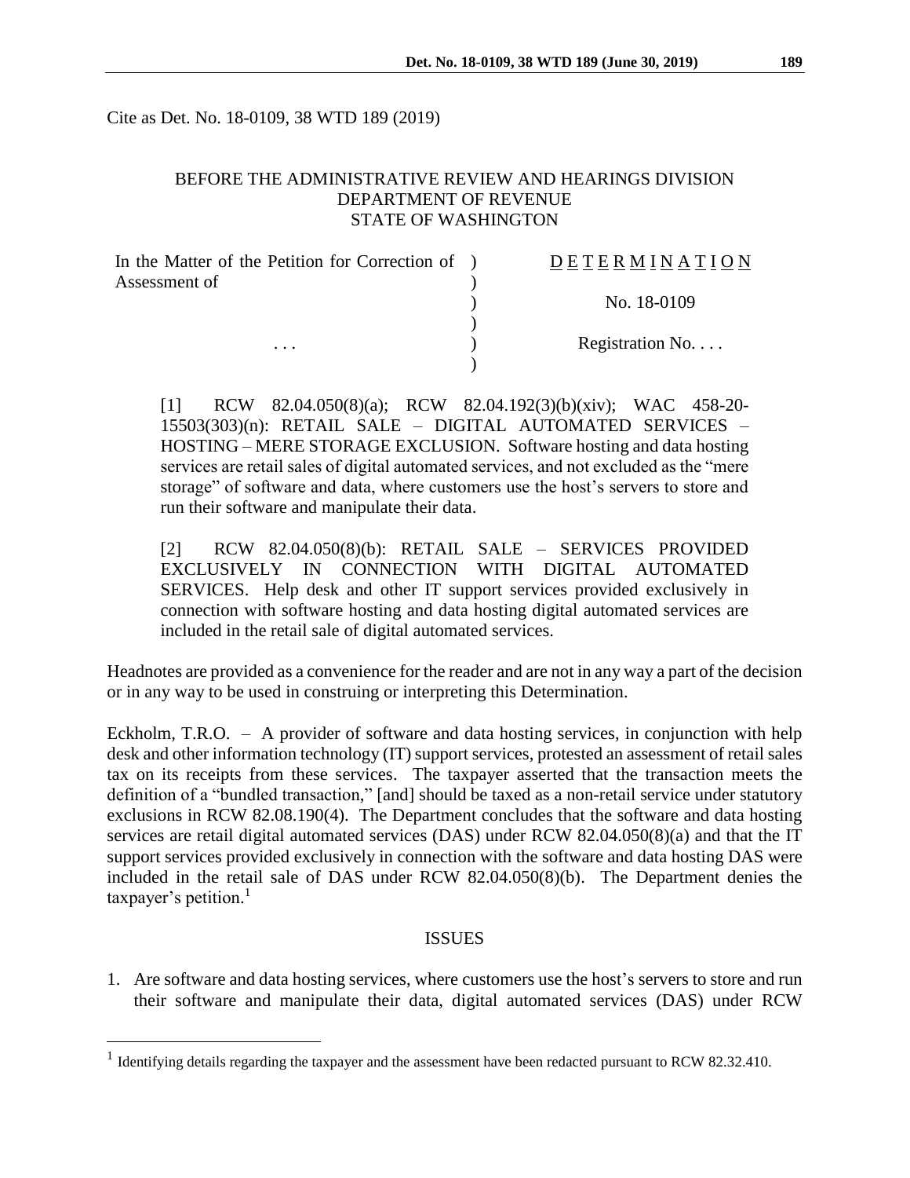Cite as Det. No. 18-0109, 38 WTD 189 (2019)

BEFORE THE ADMINISTRATIVE REVIEW AND HEARINGS DIVISION
DEPARTMENT OF REVENUE
STATE OF WASHINGTON

| In the Matter of the Petition for Correction of Assessment of | D E T E R M I N A T I O N |
|---|---|
| | No. 18-0109 |
| . . . | Registration No. . . . |

[1] RCW 82.04.050(8)(a); RCW 82.04.192(3)(b)(xiv); WAC 458-20-15503(303)(n): RETAIL SALE – DIGITAL AUTOMATED SERVICES – HOSTING – MERE STORAGE EXCLUSION. Software hosting and data hosting services are retail sales of digital automated services, and not excluded as the "mere storage" of software and data, where customers use the host's servers to store and run their software and manipulate their data.

[2] RCW 82.04.050(8)(b): RETAIL SALE – SERVICES PROVIDED EXCLUSIVELY IN CONNECTION WITH DIGITAL AUTOMATED SERVICES. Help desk and other IT support services provided exclusively in connection with software hosting and data hosting digital automated services are included in the retail sale of digital automated services.

Headnotes are provided as a convenience for the reader and are not in any way a part of the decision or in any way to be used in construing or interpreting this Determination.

Eckholm, T.R.O. – A provider of software and data hosting services, in conjunction with help desk and other information technology (IT) support services, protested an assessment of retail sales tax on its receipts from these services. The taxpayer asserted that the transaction meets the definition of a "bundled transaction," [and] should be taxed as a non-retail service under statutory exclusions in RCW 82.08.190(4). The Department concludes that the software and data hosting services are retail digital automated services (DAS) under RCW 82.04.050(8)(a) and that the IT support services provided exclusively in connection with the software and data hosting DAS were included in the retail sale of DAS under RCW 82.04.050(8)(b). The Department denies the taxpayer's petition.[1]

## ISSUES

1. Are software and data hosting services, where customers use the host's servers to store and run their software and manipulate their data, digital automated services (DAS) under RCW

[1] Identifying details regarding the taxpayer and the assessment have been redacted pursuant to RCW 82.32.410.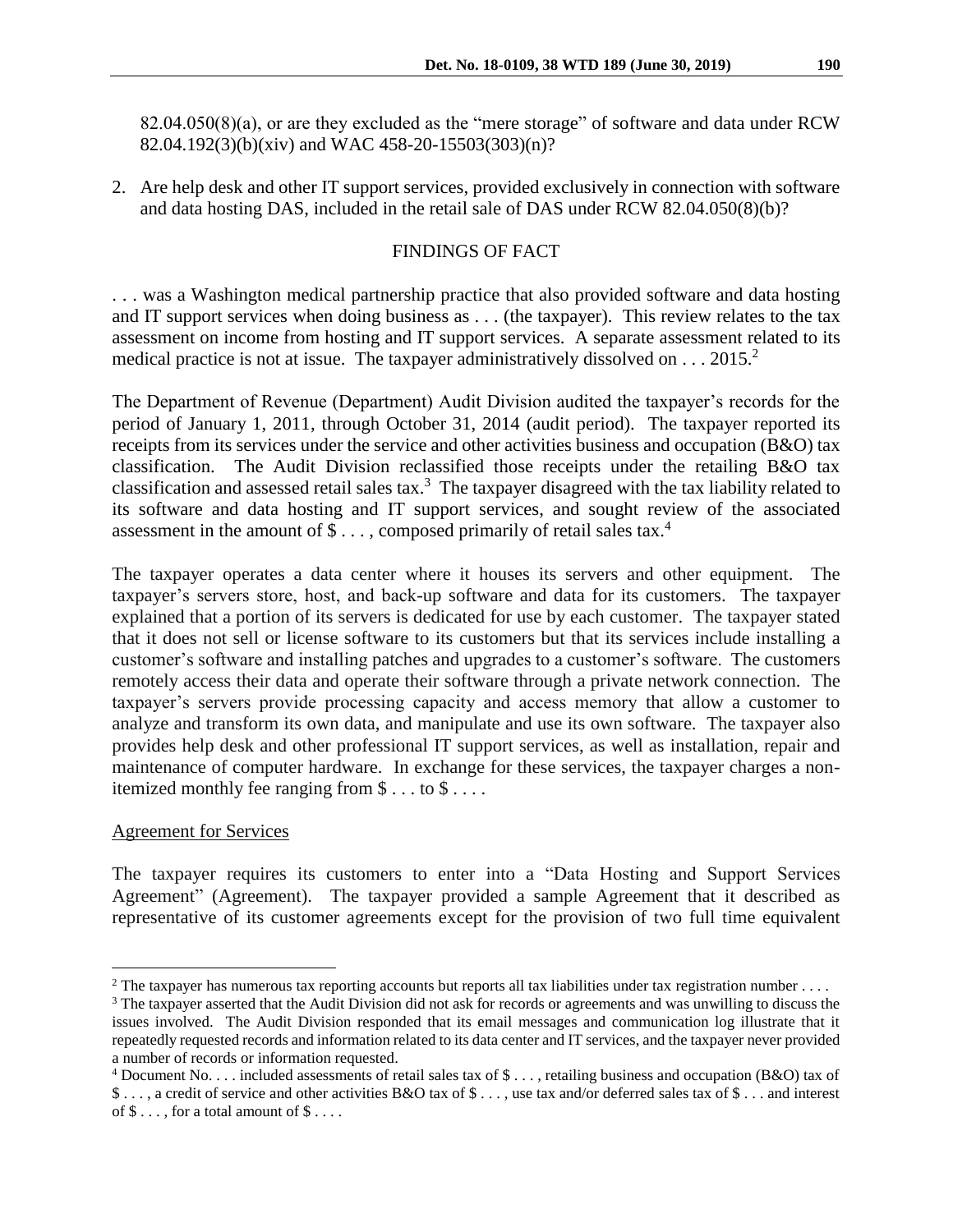82.04.050(8)(a), or are they excluded as the "mere storage" of software and data under RCW 82.04.192(3)(b)(xiv) and WAC 458-20-15503(303)(n)?

2. Are help desk and other IT support services, provided exclusively in connection with software and data hosting DAS, included in the retail sale of DAS under RCW 82.04.050(8)(b)?

## FINDINGS OF FACT

. . . was a Washington medical partnership practice that also provided software and data hosting and IT support services when doing business as . . . (the taxpayer). This review relates to the tax assessment on income from hosting and IT support services. A separate assessment related to its medical practice is not at issue. The taxpayer administratively dissolved on . . . 2015.[2]

The Department of Revenue (Department) Audit Division audited the taxpayer's records for the period of January 1, 2011, through October 31, 2014 (audit period). The taxpayer reported its receipts from its services under the service and other activities business and occupation (B&O) tax classification. The Audit Division reclassified those receipts under the retailing B&O tax classification and assessed retail sales tax.[3] The taxpayer disagreed with the tax liability related to its software and data hosting and IT support services, and sought review of the associated assessment in the amount of $ . . . , composed primarily of retail sales tax.[4]

The taxpayer operates a data center where it houses its servers and other equipment. The taxpayer's servers store, host, and back-up software and data for its customers. The taxpayer explained that a portion of its servers is dedicated for use by each customer. The taxpayer stated that it does not sell or license software to its customers but that its services include installing a customer's software and installing patches and upgrades to a customer's software. The customers remotely access their data and operate their software through a private network connection. The taxpayer's servers provide processing capacity and access memory that allow a customer to analyze and transform its own data, and manipulate and use its own software. The taxpayer also provides help desk and other professional IT support services, as well as installation, repair and maintenance of computer hardware. In exchange for these services, the taxpayer charges a non-itemized monthly fee ranging from $ . . . to $ . . . .

<u>Agreement for Services</u>

The taxpayer requires its customers to enter into a "Data Hosting and Support Services Agreement" (Agreement). The taxpayer provided a sample Agreement that it described as representative of its customer agreements except for the provision of two full time equivalent

---

[2] The taxpayer has numerous tax reporting accounts but reports all tax liabilities under tax registration number . . . .

[3] The taxpayer asserted that the Audit Division did not ask for records or agreements and was unwilling to discuss the issues involved. The Audit Division responded that its email messages and communication log illustrate that it repeatedly requested records and information related to its data center and IT services, and the taxpayer never provided a number of records or information requested.

[4] Document No. . . . included assessments of retail sales tax of $ . . . , retailing business and occupation (B&O) tax of $ . . . , a credit of service and other activities B&O tax of $ . . . , use tax and/or deferred sales tax of $ . . . and interest of $ . . . , for a total amount of $ . . . .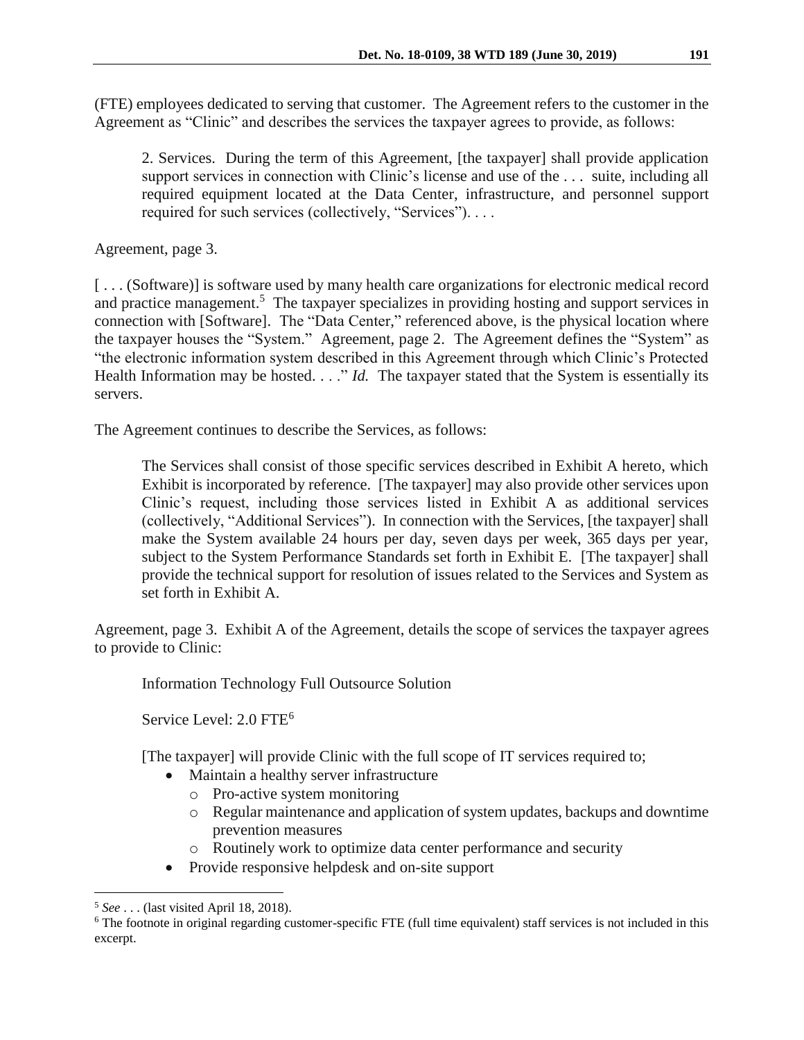(FTE) employees dedicated to serving that customer. The Agreement refers to the customer in the Agreement as "Clinic" and describes the services the taxpayer agrees to provide, as follows:

> 2. Services. During the term of this Agreement, [the taxpayer] shall provide application support services in connection with Clinic's license and use of the . . . suite, including all required equipment located at the Data Center, infrastructure, and personnel support required for such services (collectively, "Services"). . . .

Agreement, page 3.

[ . . . (Software)] is software used by many health care organizations for electronic medical record and practice management.[5] The taxpayer specializes in providing hosting and support services in connection with [Software]. The "Data Center," referenced above, is the physical location where the taxpayer houses the "System." Agreement, page 2. The Agreement defines the "System" as "the electronic information system described in this Agreement through which Clinic's Protected Health Information may be hosted. . . ." *Id.* The taxpayer stated that the System is essentially its servers.

The Agreement continues to describe the Services, as follows:

> The Services shall consist of those specific services described in Exhibit A hereto, which Exhibit is incorporated by reference. [The taxpayer] may also provide other services upon Clinic's request, including those services listed in Exhibit A as additional services (collectively, "Additional Services"). In connection with the Services, [the taxpayer] shall make the System available 24 hours per day, seven days per week, 365 days per year, subject to the System Performance Standards set forth in Exhibit E. [The taxpayer] shall provide the technical support for resolution of issues related to the Services and System as set forth in Exhibit A.

Agreement, page 3. Exhibit A of the Agreement, details the scope of services the taxpayer agrees to provide to Clinic:

> Information Technology Full Outsource Solution
>
> Service Level: 2.0 FTE[6]
>
> [The taxpayer] will provide Clinic with the full scope of IT services required to;
>
> - Maintain a healthy server infrastructure
>   - Pro-active system monitoring
>   - Regular maintenance and application of system updates, backups and downtime prevention measures
>   - Routinely work to optimize data center performance and security
> - Provide responsive helpdesk and on-site support

---

[5] *See* . . . (last visited April 18, 2018).

[6] The footnote in original regarding customer-specific FTE (full time equivalent) staff services is not included in this excerpt.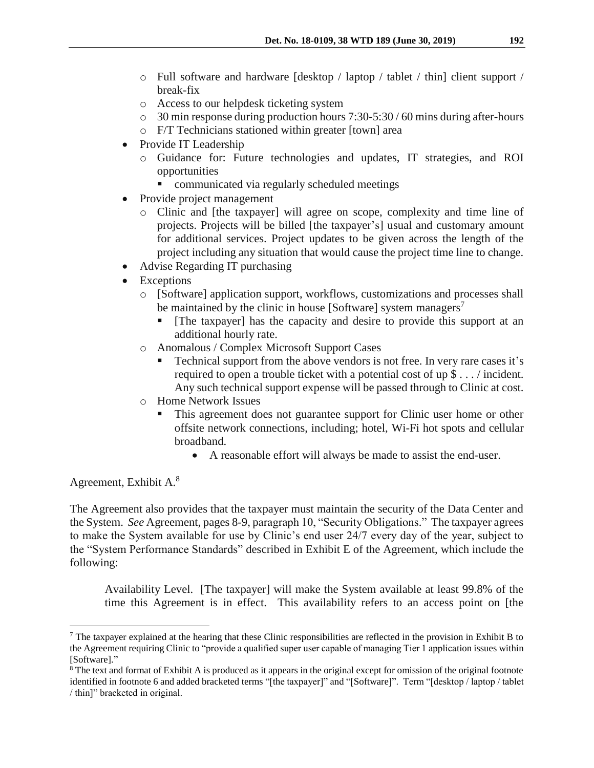- Full software and hardware [desktop / laptop / tablet / thin] client support / break-fix
    - Access to our helpdesk ticketing system
    - 30 min response during production hours 7:30-5:30 / 60 mins during after-hours
    - F/T Technicians stationed within greater [town] area
- Provide IT Leadership
    - Guidance for: Future technologies and updates, IT strategies, and ROI opportunities
        - communicated via regularly scheduled meetings
- Provide project management
    - Clinic and [the taxpayer] will agree on scope, complexity and time line of projects. Projects will be billed [the taxpayer's] usual and customary amount for additional services. Project updates to be given across the length of the project including any situation that would cause the project time line to change.
- Advise Regarding IT purchasing
- Exceptions
    - [Software] application support, workflows, customizations and processes shall be maintained by the clinic in house [Software] system managers[7]
        - [The taxpayer] has the capacity and desire to provide this support at an additional hourly rate.
    - Anomalous / Complex Microsoft Support Cases
        - Technical support from the above vendors is not free. In very rare cases it's required to open a trouble ticket with a potential cost of up $ . . . / incident. Any such technical support expense will be passed through to Clinic at cost.
    - Home Network Issues
        - This agreement does not guarantee support for Clinic user home or other offsite network connections, including; hotel, Wi-Fi hot spots and cellular broadband.
            - A reasonable effort will always be made to assist the end-user.

Agreement, Exhibit A.[8]

The Agreement also provides that the taxpayer must maintain the security of the Data Center and the System. *See* Agreement, pages 8-9, paragraph 10, "Security Obligations." The taxpayer agrees to make the System available for use by Clinic's end user 24/7 every day of the year, subject to the "System Performance Standards" described in Exhibit E of the Agreement, which include the following:

> Availability Level. [The taxpayer] will make the System available at least 99.8% of the time this Agreement is in effect. This availability refers to an access point on [the

---

[7] The taxpayer explained at the hearing that these Clinic responsibilities are reflected in the provision in Exhibit B to the Agreement requiring Clinic to "provide a qualified super user capable of managing Tier 1 application issues within [Software]."

[8] The text and format of Exhibit A is produced as it appears in the original except for omission of the original footnote identified in footnote 6 and added bracketed terms "[the taxpayer]" and "[Software]". Term "[desktop / laptop / tablet / thin]" bracketed in original.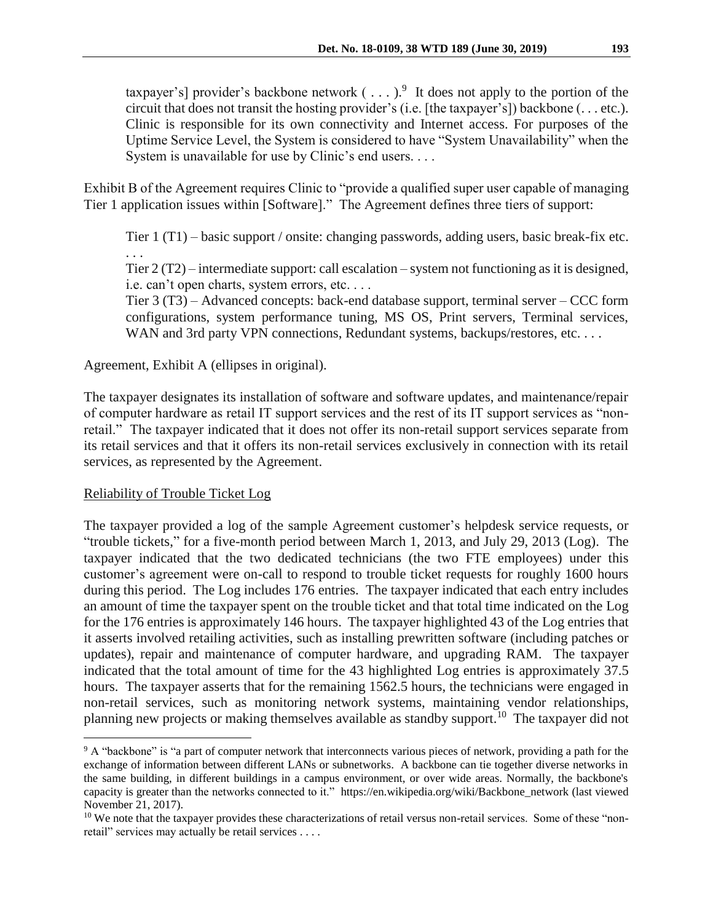taxpayer's] provider's backbone network ( . . . ).[9] It does not apply to the portion of the circuit that does not transit the hosting provider's (i.e. [the taxpayer's]) backbone (. . . etc.). Clinic is responsible for its own connectivity and Internet access. For purposes of the Uptime Service Level, the System is considered to have "System Unavailability" when the System is unavailable for use by Clinic's end users. . . .

Exhibit B of the Agreement requires Clinic to "provide a qualified super user capable of managing Tier 1 application issues within [Software]." The Agreement defines three tiers of support:

> Tier 1 (T1) – basic support / onsite: changing passwords, adding users, basic break-fix etc. . . .
>
> Tier 2 (T2) – intermediate support: call escalation – system not functioning as it is designed, i.e. can't open charts, system errors, etc. . . .
>
> Tier 3 (T3) – Advanced concepts: back-end database support, terminal server – CCC form configurations, system performance tuning, MS OS, Print servers, Terminal services, WAN and 3rd party VPN connections, Redundant systems, backups/restores, etc. . . .

Agreement, Exhibit A (ellipses in original).

The taxpayer designates its installation of software and software updates, and maintenance/repair of computer hardware as retail IT support services and the rest of its IT support services as "non-retail." The taxpayer indicated that it does not offer its non-retail support services separate from its retail services and that it offers its non-retail services exclusively in connection with its retail services, as represented by the Agreement.

Reliability of Trouble Ticket Log

The taxpayer provided a log of the sample Agreement customer's helpdesk service requests, or "trouble tickets," for a five-month period between March 1, 2013, and July 29, 2013 (Log). The taxpayer indicated that the two dedicated technicians (the two FTE employees) under this customer's agreement were on-call to respond to trouble ticket requests for roughly 1600 hours during this period. The Log includes 176 entries. The taxpayer indicated that each entry includes an amount of time the taxpayer spent on the trouble ticket and that total time indicated on the Log for the 176 entries is approximately 146 hours. The taxpayer highlighted 43 of the Log entries that it asserts involved retailing activities, such as installing prewritten software (including patches or updates), repair and maintenance of computer hardware, and upgrading RAM. The taxpayer indicated that the total amount of time for the 43 highlighted Log entries is approximately 37.5 hours. The taxpayer asserts that for the remaining 1562.5 hours, the technicians were engaged in non-retail services, such as monitoring network systems, maintaining vendor relationships, planning new projects or making themselves available as standby support.[10] The taxpayer did not

---

[9] A "backbone" is "a part of computer network that interconnects various pieces of network, providing a path for the exchange of information between different LANs or subnetworks. A backbone can tie together diverse networks in the same building, in different buildings in a campus environment, or over wide areas. Normally, the backbone's capacity is greater than the networks connected to it." https://en.wikipedia.org/wiki/Backbone_network (last viewed November 21, 2017).

[10] We note that the taxpayer provides these characterizations of retail versus non-retail services. Some of these "non-retail" services may actually be retail services . . . .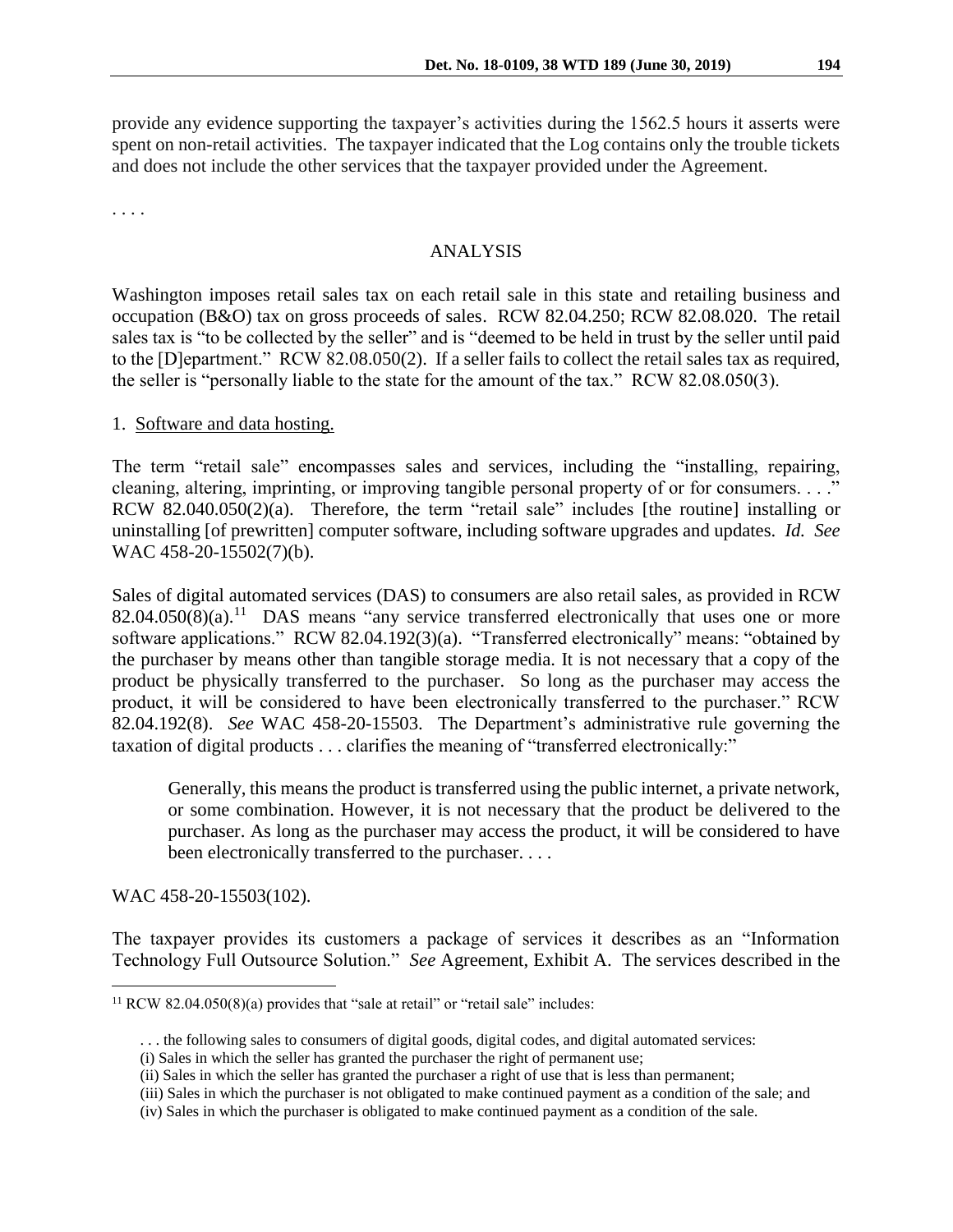provide any evidence supporting the taxpayer's activities during the 1562.5 hours it asserts were spent on non-retail activities. The taxpayer indicated that the Log contains only the trouble tickets and does not include the other services that the taxpayer provided under the Agreement.

. . . .

## ANALYSIS

Washington imposes retail sales tax on each retail sale in this state and retailing business and occupation (B&O) tax on gross proceeds of sales. RCW 82.04.250; RCW 82.08.020. The retail sales tax is "to be collected by the seller" and is "deemed to be held in trust by the seller until paid to the [D]epartment." RCW 82.08.050(2). If a seller fails to collect the retail sales tax as required, the seller is "personally liable to the state for the amount of the tax." RCW 82.08.050(3).

1. Software and data hosting.

The term "retail sale" encompasses sales and services, including the "installing, repairing, cleaning, altering, imprinting, or improving tangible personal property of or for consumers. . . ." RCW 82.040.050(2)(a). Therefore, the term "retail sale" includes [the routine] installing or uninstalling [of prewritten] computer software, including software upgrades and updates. *Id. See* WAC 458-20-15502(7)(b).

Sales of digital automated services (DAS) to consumers are also retail sales, as provided in RCW 82.04.050(8)(a).[11] DAS means "any service transferred electronically that uses one or more software applications." RCW 82.04.192(3)(a). "Transferred electronically" means: "obtained by the purchaser by means other than tangible storage media. It is not necessary that a copy of the product be physically transferred to the purchaser. So long as the purchaser may access the product, it will be considered to have been electronically transferred to the purchaser." RCW 82.04.192(8). *See* WAC 458-20-15503. The Department's administrative rule governing the taxation of digital products . . . clarifies the meaning of "transferred electronically:"

> Generally, this means the product is transferred using the public internet, a private network, or some combination. However, it is not necessary that the product be delivered to the purchaser. As long as the purchaser may access the product, it will be considered to have been electronically transferred to the purchaser. . . .

WAC 458-20-15503(102).

The taxpayer provides its customers a package of services it describes as an "Information Technology Full Outsource Solution." *See* Agreement, Exhibit A. The services described in the

---

[11] RCW 82.04.050(8)(a) provides that "sale at retail" or "retail sale" includes:

> . . . the following sales to consumers of digital goods, digital codes, and digital automated services:
> (i) Sales in which the seller has granted the purchaser the right of permanent use;
> (ii) Sales in which the seller has granted the purchaser a right of use that is less than permanent;
> (iii) Sales in which the purchaser is not obligated to make continued payment as a condition of the sale; and
> (iv) Sales in which the purchaser is obligated to make continued payment as a condition of the sale.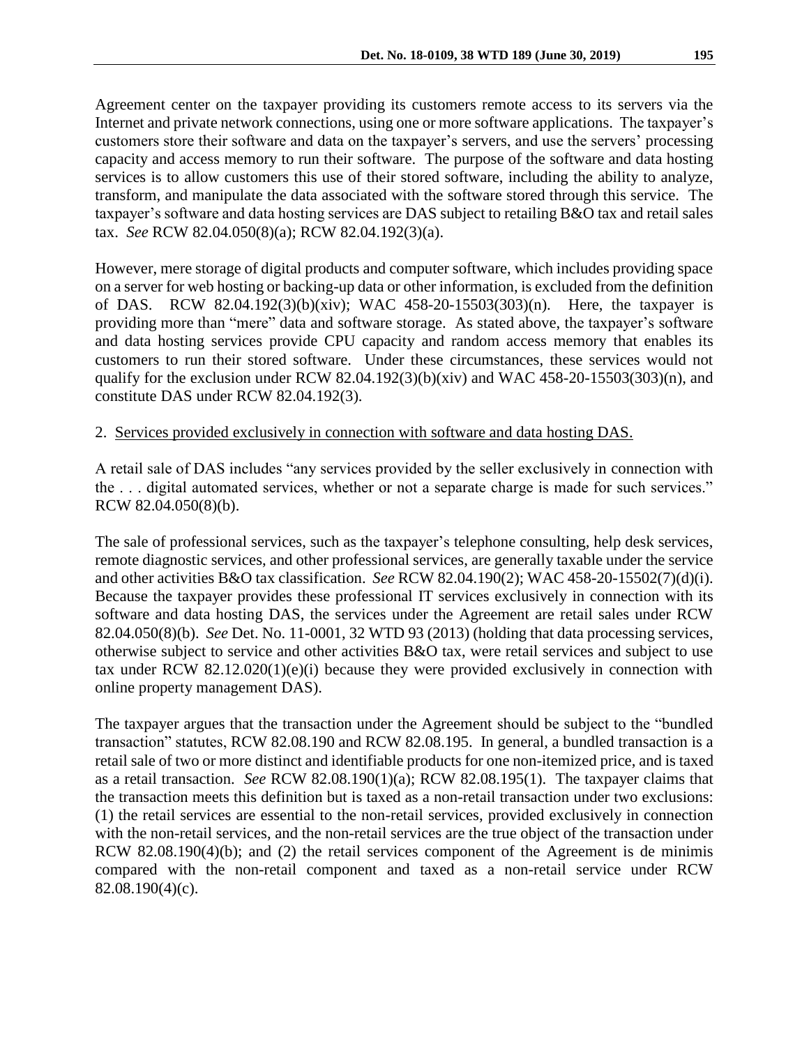Agreement center on the taxpayer providing its customers remote access to its servers via the Internet and private network connections, using one or more software applications. The taxpayer's customers store their software and data on the taxpayer's servers, and use the servers' processing capacity and access memory to run their software. The purpose of the software and data hosting services is to allow customers this use of their stored software, including the ability to analyze, transform, and manipulate the data associated with the software stored through this service. The taxpayer's software and data hosting services are DAS subject to retailing B&O tax and retail sales tax. *See* RCW 82.04.050(8)(a); RCW 82.04.192(3)(a).

However, mere storage of digital products and computer software, which includes providing space on a server for web hosting or backing-up data or other information, is excluded from the definition of DAS. RCW 82.04.192(3)(b)(xiv); WAC 458-20-15503(303)(n). Here, the taxpayer is providing more than "mere" data and software storage. As stated above, the taxpayer's software and data hosting services provide CPU capacity and random access memory that enables its customers to run their stored software. Under these circumstances, these services would not qualify for the exclusion under RCW 82.04.192(3)(b)(xiv) and WAC 458-20-15503(303)(n), and constitute DAS under RCW 82.04.192(3).

2. <u>Services provided exclusively in connection with software and data hosting DAS</u>.

A retail sale of DAS includes "any services provided by the seller exclusively in connection with the . . . digital automated services, whether or not a separate charge is made for such services." RCW 82.04.050(8)(b).

The sale of professional services, such as the taxpayer's telephone consulting, help desk services, remote diagnostic services, and other professional services, are generally taxable under the service and other activities B&O tax classification. *See* RCW 82.04.190(2); WAC 458-20-15502(7)(d)(i). Because the taxpayer provides these professional IT services exclusively in connection with its software and data hosting DAS, the services under the Agreement are retail sales under RCW 82.04.050(8)(b). *See* Det. No. 11-0001, 32 WTD 93 (2013) (holding that data processing services, otherwise subject to service and other activities B&O tax, were retail services and subject to use tax under RCW 82.12.020(1)(e)(i) because they were provided exclusively in connection with online property management DAS).

The taxpayer argues that the transaction under the Agreement should be subject to the "bundled transaction" statutes, RCW 82.08.190 and RCW 82.08.195. In general, a bundled transaction is a retail sale of two or more distinct and identifiable products for one non-itemized price, and is taxed as a retail transaction. *See* RCW 82.08.190(1)(a); RCW 82.08.195(1). The taxpayer claims that the transaction meets this definition but is taxed as a non-retail transaction under two exclusions: (1) the retail services are essential to the non-retail services, provided exclusively in connection with the non-retail services, and the non-retail services are the true object of the transaction under RCW 82.08.190(4)(b); and (2) the retail services component of the Agreement is de minimis compared with the non-retail component and taxed as a non-retail service under RCW 82.08.190(4)(c).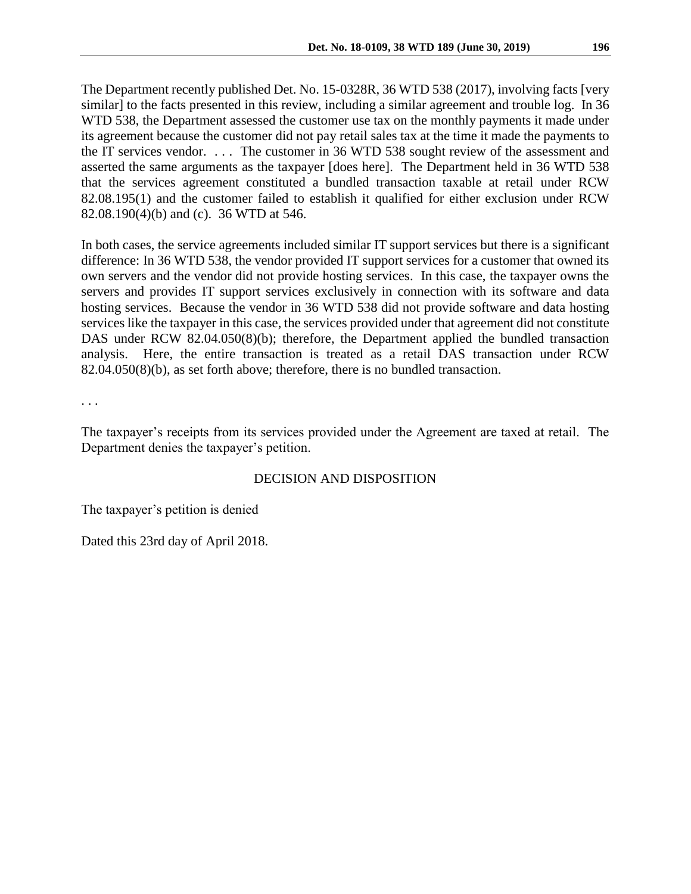The Department recently published Det. No. 15-0328R, 36 WTD 538 (2017), involving facts [very similar] to the facts presented in this review, including a similar agreement and trouble log. In 36 WTD 538, the Department assessed the customer use tax on the monthly payments it made under its agreement because the customer did not pay retail sales tax at the time it made the payments to the IT services vendor. . . . The customer in 36 WTD 538 sought review of the assessment and asserted the same arguments as the taxpayer [does here]. The Department held in 36 WTD 538 that the services agreement constituted a bundled transaction taxable at retail under RCW 82.08.195(1) and the customer failed to establish it qualified for either exclusion under RCW 82.08.190(4)(b) and (c). 36 WTD at 546.

In both cases, the service agreements included similar IT support services but there is a significant difference: In 36 WTD 538, the vendor provided IT support services for a customer that owned its own servers and the vendor did not provide hosting services. In this case, the taxpayer owns the servers and provides IT support services exclusively in connection with its software and data hosting services. Because the vendor in 36 WTD 538 did not provide software and data hosting services like the taxpayer in this case, the services provided under that agreement did not constitute DAS under RCW 82.04.050(8)(b); therefore, the Department applied the bundled transaction analysis. Here, the entire transaction is treated as a retail DAS transaction under RCW 82.04.050(8)(b), as set forth above; therefore, there is no bundled transaction.

. . .

The taxpayer's receipts from its services provided under the Agreement are taxed at retail. The Department denies the taxpayer's petition.

## DECISION AND DISPOSITION

The taxpayer's petition is denied

Dated this 23rd day of April 2018.